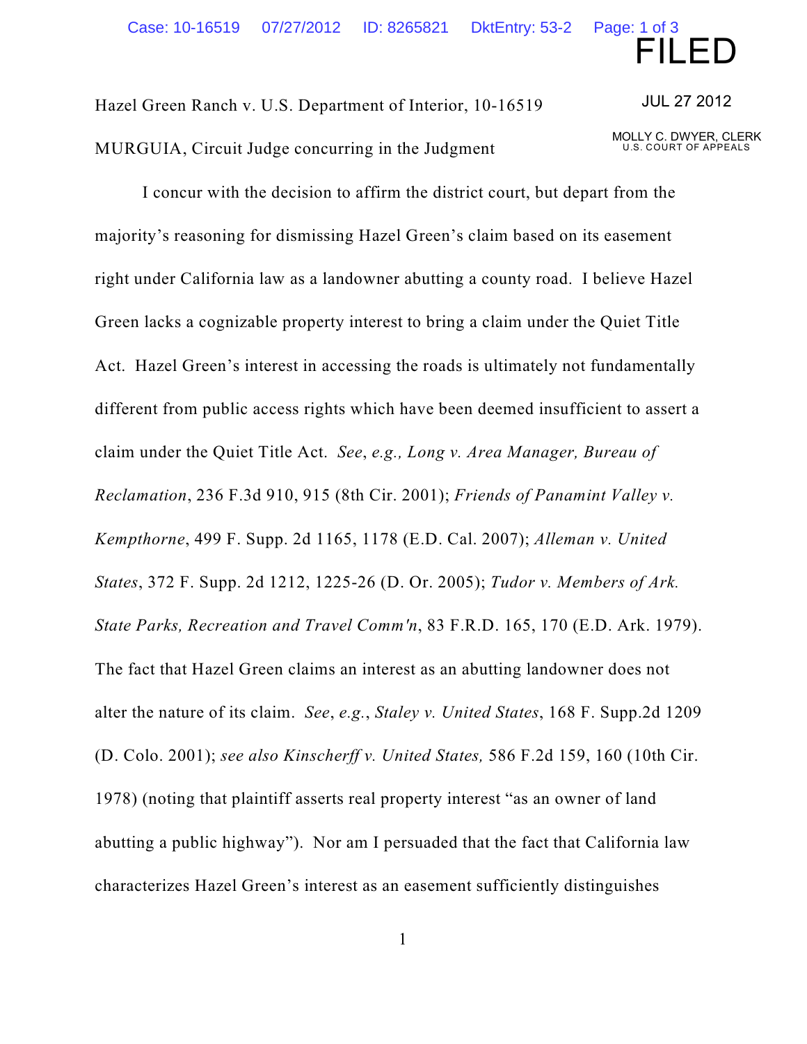FILED

JUL 27 2012

MOLLY C. DWYER, CLERK
U.S. COURT OF APPEALS

Hazel Green Ranch v. U.S. Department of Interior, 10-16519

MURGUIA, Circuit Judge concurring in the Judgment

I concur with the decision to affirm the district court, but depart from the majority's reasoning for dismissing Hazel Green's claim based on its easement right under California law as a landowner abutting a county road. I believe Hazel Green lacks a cognizable property interest to bring a claim under the Quiet Title Act. Hazel Green's interest in accessing the roads is ultimately not fundamentally different from public access rights which have been deemed insufficient to assert a claim under the Quiet Title Act. *See*, *e.g.*, *Long v. Area Manager, Bureau of Reclamation*, 236 F.3d 910, 915 (8th Cir. 2001); *Friends of Panamint Valley v. Kempthorne*, 499 F. Supp. 2d 1165, 1178 (E.D. Cal. 2007); *Alleman v. United States*, 372 F. Supp. 2d 1212, 1225-26 (D. Or. 2005); *Tudor v. Members of Ark. State Parks, Recreation and Travel Comm'n*, 83 F.R.D. 165, 170 (E.D. Ark. 1979). The fact that Hazel Green claims an interest as an abutting landowner does not alter the nature of its claim. *See*, *e.g.*, *Staley v. United States*, 168 F. Supp.2d 1209 (D. Colo. 2001); *see also Kinscherff v. United States,* 586 F.2d 159, 160 (10th Cir. 1978) (noting that plaintiff asserts real property interest "as an owner of land abutting a public highway"). Nor am I persuaded that the fact that California law characterizes Hazel Green's interest as an easement sufficiently distinguishes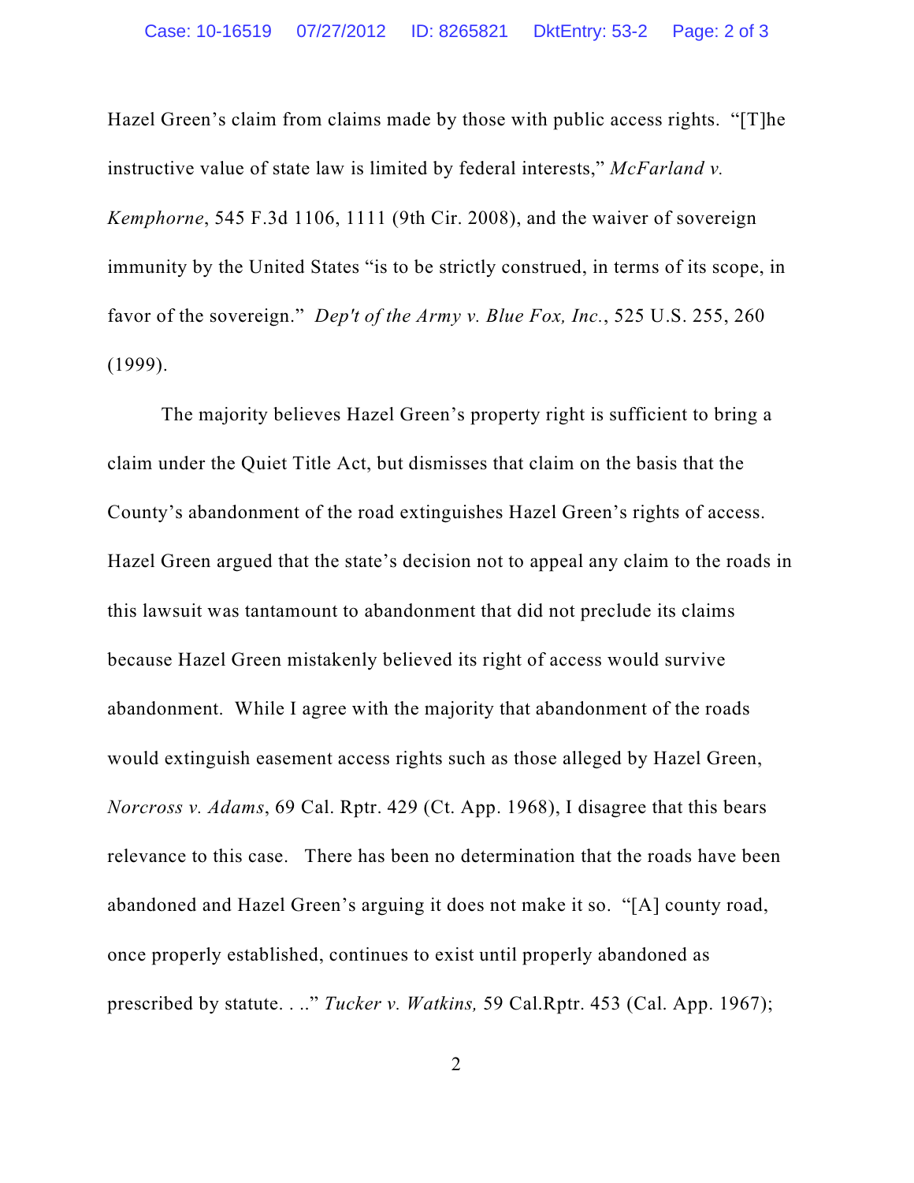Hazel Green's claim from claims made by those with public access rights. "[T]he instructive value of state law is limited by federal interests," *McFarland v. Kemphorne*, 545 F.3d 1106, 1111 (9th Cir. 2008), and the waiver of sovereign immunity by the United States "is to be strictly construed, in terms of its scope, in favor of the sovereign." *Dep't of the Army v. Blue Fox, Inc.*, 525 U.S. 255, 260 (1999).

The majority believes Hazel Green's property right is sufficient to bring a claim under the Quiet Title Act, but dismisses that claim on the basis that the County's abandonment of the road extinguishes Hazel Green's rights of access. Hazel Green argued that the state's decision not to appeal any claim to the roads in this lawsuit was tantamount to abandonment that did not preclude its claims because Hazel Green mistakenly believed its right of access would survive abandonment. While I agree with the majority that abandonment of the roads would extinguish easement access rights such as those alleged by Hazel Green, *Norcross v. Adams*, 69 Cal. Rptr. 429 (Ct. App. 1968), I disagree that this bears relevance to this case. There has been no determination that the roads have been abandoned and Hazel Green's arguing it does not make it so. "[A] county road, once properly established, continues to exist until properly abandoned as prescribed by statute. . .." *Tucker v. Watkins,* 59 Cal.Rptr. 453 (Cal. App. 1967);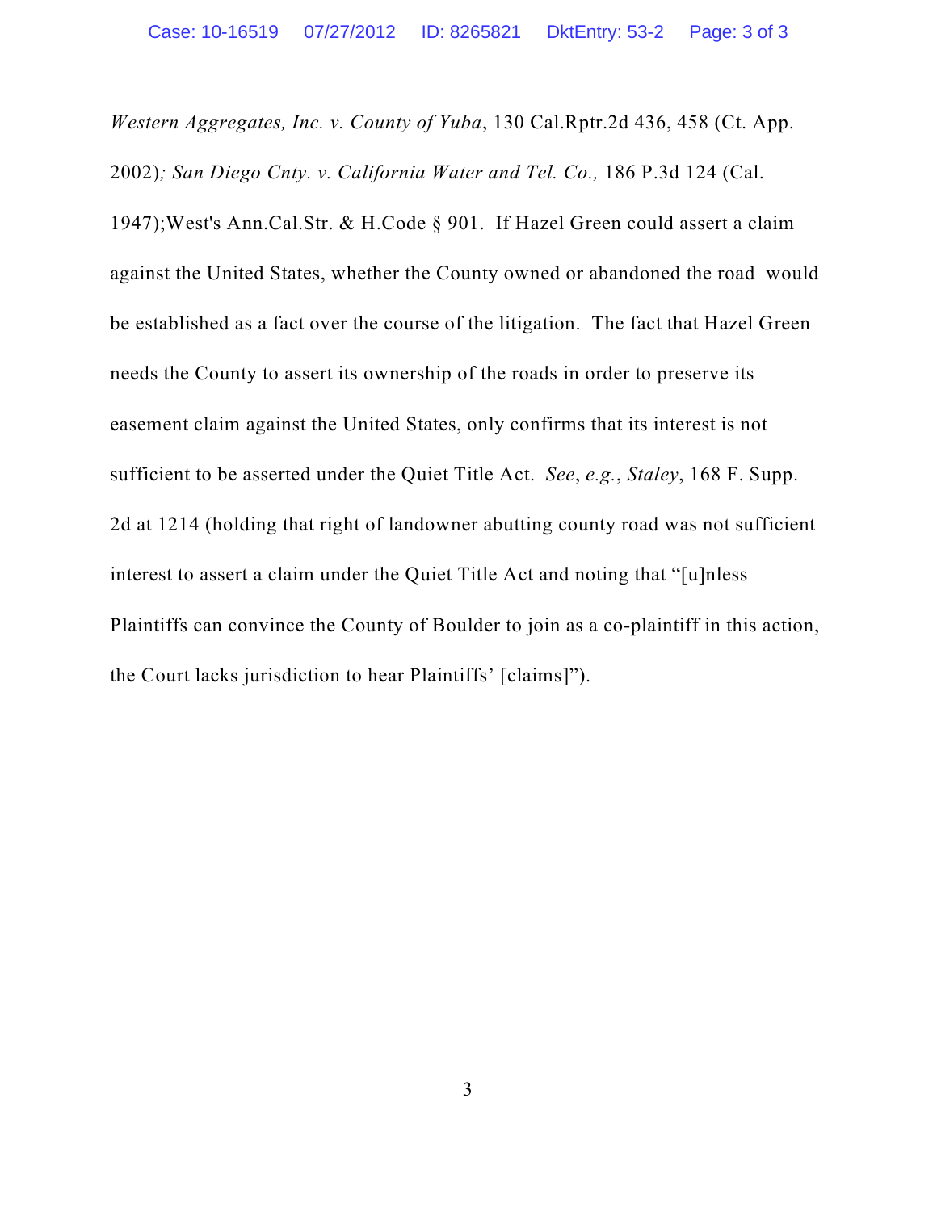*Western Aggregates, Inc. v. County of Yuba*, 130 Cal.Rptr.2d 436, 458 (Ct. App. 2002)*; San Diego Cnty. v. California Water and Tel. Co.,* 186 P.3d 124 (Cal. 1947);West's Ann.Cal.Str. & H.Code § 901. If Hazel Green could assert a claim against the United States, whether the County owned or abandoned the road would be established as a fact over the course of the litigation. The fact that Hazel Green needs the County to assert its ownership of the roads in order to preserve its easement claim against the United States, only confirms that its interest is not sufficient to be asserted under the Quiet Title Act. *See*, *e.g.*, *Staley*, 168 F. Supp. 2d at 1214 (holding that right of landowner abutting county road was not sufficient interest to assert a claim under the Quiet Title Act and noting that "[u]nless Plaintiffs can convince the County of Boulder to join as a co-plaintiff in this action, the Court lacks jurisdiction to hear Plaintiffs' [claims]").